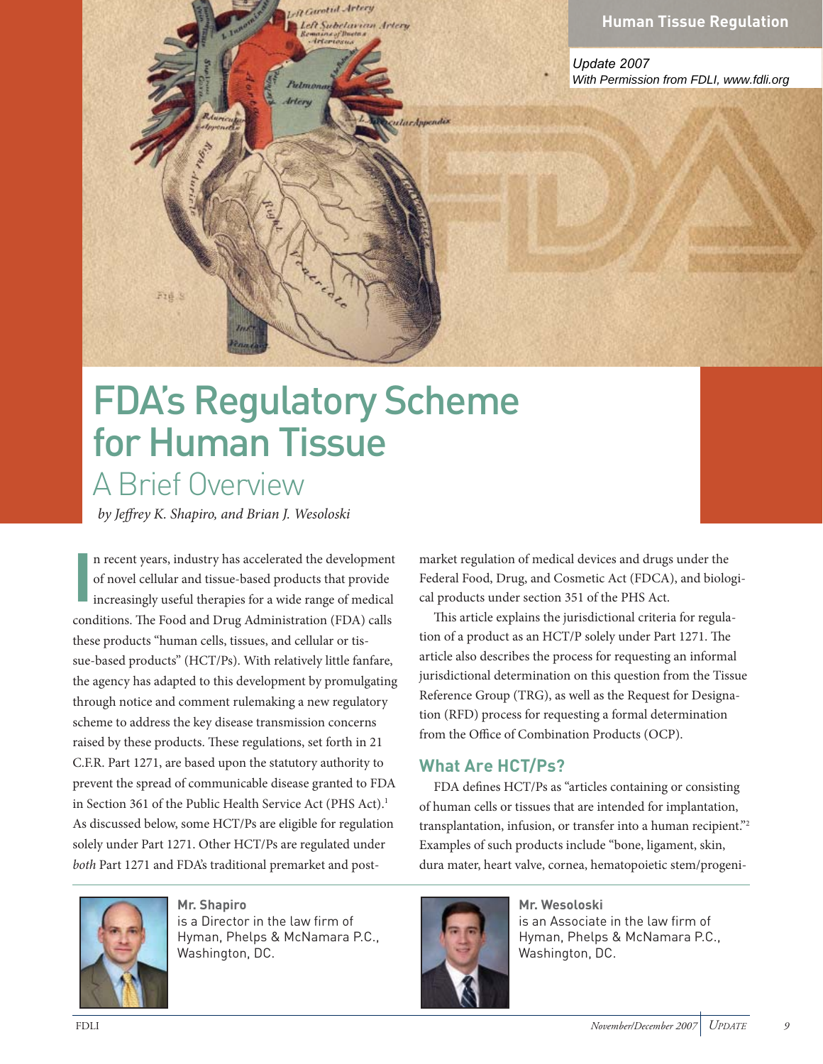Human Tissue Regulation

Update 2007
With Permission from FDLI, www.fdli.org

# FDA's Regulatory Scheme for Human Tissue

## A Brief Overview

*by Jeffrey K. Shapiro, and Brian J. Wesoloski*

In recent years, industry has accelerated the development of novel cellular and tissue-based products that provide increasingly useful therapies for a wide range of medical conditions. The Food and Drug Administration (FDA) calls these products "human cells, tissues, and cellular or tissue-based products" (HCT/Ps). With relatively little fanfare, the agency has adapted to this development by promulgating through notice and comment rulemaking a new regulatory scheme to address the key disease transmission concerns raised by these products. These regulations, set forth in 21 C.F.R. Part 1271, are based upon the statutory authority to prevent the spread of communicable disease granted to FDA in Section 361 of the Public Health Service Act (PHS Act).[1] As discussed below, some HCT/Ps are eligible for regulation solely under Part 1271. Other HCT/Ps are regulated under *both* Part 1271 and FDA's traditional premarket and post-market regulation of medical devices and drugs under the Federal Food, Drug, and Cosmetic Act (FDCA), and biological products under section 351 of the PHS Act.

This article explains the jurisdictional criteria for regulation of a product as an HCT/P solely under Part 1271. The article also describes the process for requesting an informal jurisdictional determination on this question from the Tissue Reference Group (TRG), as well as the Request for Designation (RFD) process for requesting a formal determination from the Office of Combination Products (OCP).

### What Are HCT/Ps?

FDA defines HCT/Ps as "articles containing or consisting of human cells or tissues that are intended for implantation, transplantation, infusion, or transfer into a human recipient."[2] Examples of such products include "bone, ligament, skin, dura mater, heart valve, cornea, hematopoietic stem/progeni-

**Mr. Shapiro** is a Director in the law firm of Hyman, Phelps & McNamara P.C., Washington, DC.

**Mr. Wesoloski** is an Associate in the law firm of Hyman, Phelps & McNamara P.C., Washington, DC.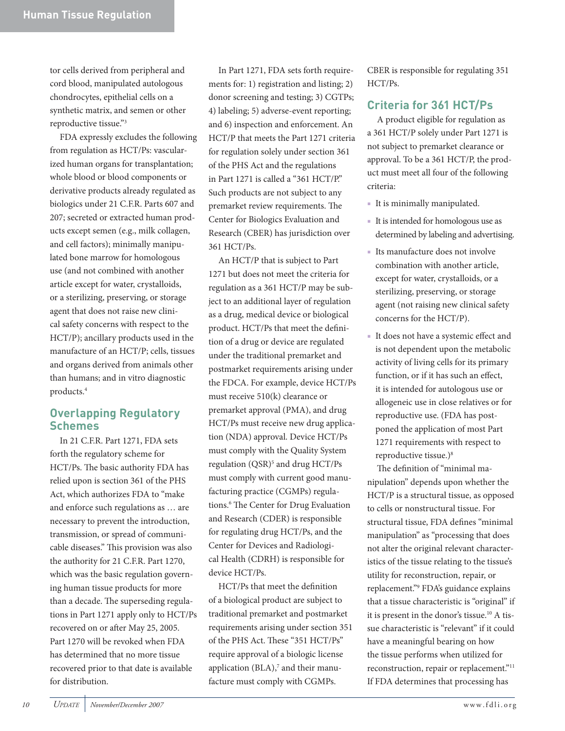tor cells derived from peripheral and cord blood, manipulated autologous chondrocytes, epithelial cells on a synthetic matrix, and semen or other reproductive tissue."[3]

FDA expressly excludes the following from regulation as HCT/Ps: vascularized human organs for transplantation; whole blood or blood components or derivative products already regulated as biologics under 21 C.F.R. Parts 607 and 207; secreted or extracted human products except semen (e.g., milk collagen, and cell factors); minimally manipulated bone marrow for homologous use (and not combined with another article except for water, crystalloids, or a sterilizing, preserving, or storage agent that does not raise new clinical safety concerns with respect to the HCT/P); ancillary products used in the manufacture of an HCT/P; cells, tissues and organs derived from animals other than humans; and in vitro diagnostic products.[4]

## Overlapping Regulatory Schemes

In 21 C.F.R. Part 1271, FDA sets forth the regulatory scheme for HCT/Ps. The basic authority FDA has relied upon is section 361 of the PHS Act, which authorizes FDA to "make and enforce such regulations as … are necessary to prevent the introduction, transmission, or spread of communicable diseases." This provision was also the authority for 21 C.F.R. Part 1270, which was the basic regulation governing human tissue products for more than a decade. The superseding regulations in Part 1271 apply only to HCT/Ps recovered on or after May 25, 2005. Part 1270 will be revoked when FDA has determined that no more tissue recovered prior to that date is available for distribution.

In Part 1271, FDA sets forth requirements for: 1) registration and listing; 2) donor screening and testing; 3) CGTPs; 4) labeling; 5) adverse-event reporting; and 6) inspection and enforcement. An HCT/P that meets the Part 1271 criteria for regulation solely under section 361 of the PHS Act and the regulations in Part 1271 is called a "361 HCT/P." Such products are not subject to any premarket review requirements. The Center for Biologics Evaluation and Research (CBER) has jurisdiction over 361 HCT/Ps.

An HCT/P that is subject to Part 1271 but does not meet the criteria for regulation as a 361 HCT/P may be subject to an additional layer of regulation as a drug, medical device or biological product. HCT/Ps that meet the definition of a drug or device are regulated under the traditional premarket and postmarket requirements arising under the FDCA. For example, device HCT/Ps must receive 510(k) clearance or premarket approval (PMA), and drug HCT/Ps must receive new drug application (NDA) approval. Device HCT/Ps must comply with the Quality System regulation (QSR)[5] and drug HCT/Ps must comply with current good manufacturing practice (CGMPs) regulations.[6] The Center for Drug Evaluation and Research (CDER) is responsible for regulating drug HCT/Ps, and the Center for Devices and Radiological Health (CDRH) is responsible for device HCT/Ps.

HCT/Ps that meet the definition of a biological product are subject to traditional premarket and postmarket requirements arising under section 351 of the PHS Act. These "351 HCT/Ps" require approval of a biologic license application (BLA),[7] and their manufacture must comply with CGMPs. CBER is responsible for regulating 351 HCT/Ps.

## Criteria for 361 HCT/Ps

A product eligible for regulation as a 361 HCT/P solely under Part 1271 is not subject to premarket clearance or approval. To be a 361 HCT/P, the product must meet all four of the following criteria:

- It is minimally manipulated.
- It is intended for homologous use as determined by labeling and advertising.
- Its manufacture does not involve combination with another article, except for water, crystalloids, or a sterilizing, preserving, or storage agent (not raising new clinical safety concerns for the HCT/P).
- It does not have a systemic effect and is not dependent upon the metabolic activity of living cells for its primary function, or if it has such an effect, it is intended for autologous use or allogeneic use in close relatives or for reproductive use. (FDA has postponed the application of most Part 1271 requirements with respect to reproductive tissue.)[8]

The definition of "minimal manipulation" depends upon whether the HCT/P is a structural tissue, as opposed to cells or nonstructural tissue. For structural tissue, FDA defines "minimal manipulation" as "processing that does not alter the original relevant characteristics of the tissue relating to the tissue's utility for reconstruction, repair, or replacement."[9] FDA's guidance explains that a tissue characteristic is "original" if it is present in the donor's tissue.[10] A tissue characteristic is "relevant" if it could have a meaningful bearing on how the tissue performs when utilized for reconstruction, repair or replacement."[11] If FDA determines that processing has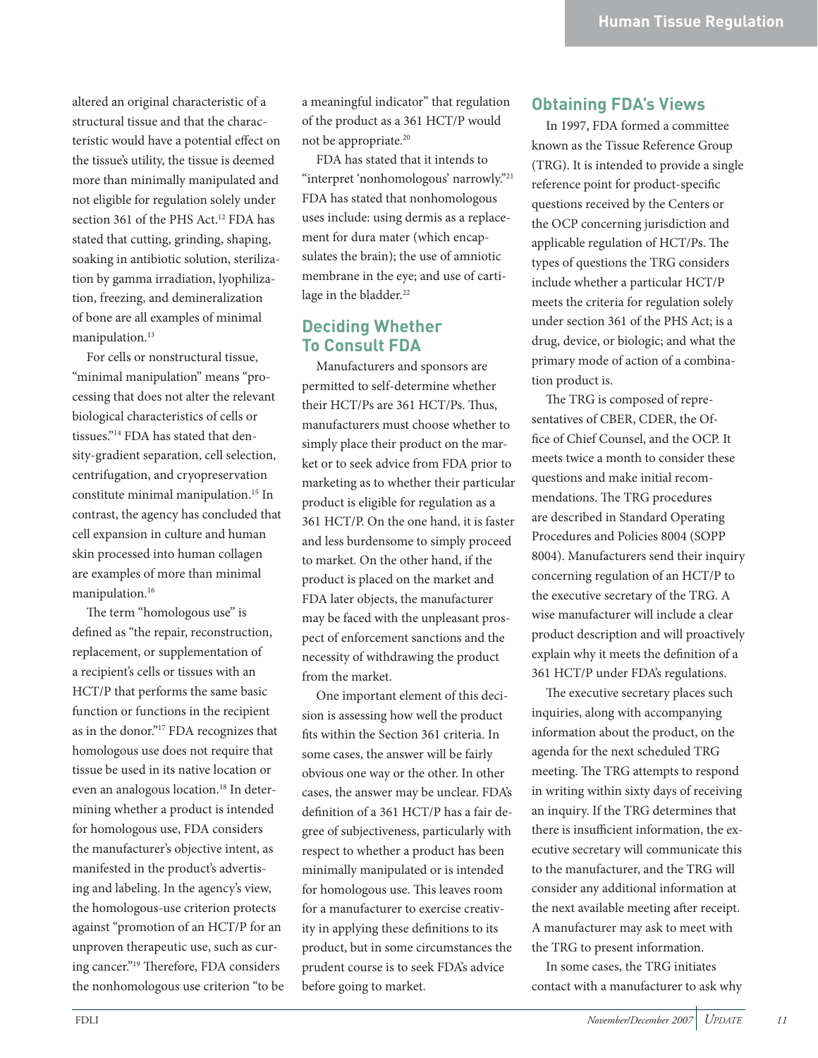altered an original characteristic of a structural tissue and that the characteristic would have a potential effect on the tissue's utility, the tissue is deemed more than minimally manipulated and not eligible for regulation solely under section 361 of the PHS Act.[12] FDA has stated that cutting, grinding, shaping, soaking in antibiotic solution, sterilization by gamma irradiation, lyophilization, freezing, and demineralization of bone are all examples of minimal manipulation.[13]

For cells or nonstructural tissue, "minimal manipulation" means "processing that does not alter the relevant biological characteristics of cells or tissues."[14] FDA has stated that density-gradient separation, cell selection, centrifugation, and cryopreservation constitute minimal manipulation.[15] In contrast, the agency has concluded that cell expansion in culture and human skin processed into human collagen are examples of more than minimal manipulation.[16]

The term "homologous use" is defined as "the repair, reconstruction, replacement, or supplementation of a recipient's cells or tissues with an HCT/P that performs the same basic function or functions in the recipient as in the donor."[17] FDA recognizes that homologous use does not require that tissue be used in its native location or even an analogous location.[18] In determining whether a product is intended for homologous use, FDA considers the manufacturer's objective intent, as manifested in the product's advertising and labeling. In the agency's view, the homologous-use criterion protects against "promotion of an HCT/P for an unproven therapeutic use, such as curing cancer."[19] Therefore, FDA considers the nonhomologous use criterion "to be a meaningful indicator" that regulation of the product as a 361 HCT/P would not be appropriate.[20]

FDA has stated that it intends to "interpret 'nonhomologous' narrowly."[21] FDA has stated that nonhomologous uses include: using dermis as a replacement for dura mater (which encapsulates the brain); the use of amniotic membrane in the eye; and use of cartilage in the bladder.[22]

## Deciding Whether To Consult FDA

Manufacturers and sponsors are permitted to self-determine whether their HCT/Ps are 361 HCT/Ps. Thus, manufacturers must choose whether to simply place their product on the market or to seek advice from FDA prior to marketing as to whether their particular product is eligible for regulation as a 361 HCT/P. On the one hand, it is faster and less burdensome to simply proceed to market. On the other hand, if the product is placed on the market and FDA later objects, the manufacturer may be faced with the unpleasant prospect of enforcement sanctions and the necessity of withdrawing the product from the market.

One important element of this decision is assessing how well the product fits within the Section 361 criteria. In some cases, the answer will be fairly obvious one way or the other. In other cases, the answer may be unclear. FDA's definition of a 361 HCT/P has a fair degree of subjectiveness, particularly with respect to whether a product has been minimally manipulated or is intended for homologous use. This leaves room for a manufacturer to exercise creativity in applying these definitions to its product, but in some circumstances the prudent course is to seek FDA's advice before going to market.

## Obtaining FDA's Views

In 1997, FDA formed a committee known as the Tissue Reference Group (TRG). It is intended to provide a single reference point for product-specific questions received by the Centers or the OCP concerning jurisdiction and applicable regulation of HCT/Ps. The types of questions the TRG considers include whether a particular HCT/P meets the criteria for regulation solely under section 361 of the PHS Act; is a drug, device, or biologic; and what the primary mode of action of a combination product is.

The TRG is composed of representatives of CBER, CDER, the Office of Chief Counsel, and the OCP. It meets twice a month to consider these questions and make initial recommendations. The TRG procedures are described in Standard Operating Procedures and Policies 8004 (SOPP 8004). Manufacturers send their inquiry concerning regulation of an HCT/P to the executive secretary of the TRG. A wise manufacturer will include a clear product description and will proactively explain why it meets the definition of a 361 HCT/P under FDA's regulations.

The executive secretary places such inquiries, along with accompanying information about the product, on the agenda for the next scheduled TRG meeting. The TRG attempts to respond in writing within sixty days of receiving an inquiry. If the TRG determines that there is insufficient information, the executive secretary will communicate this to the manufacturer, and the TRG will consider any additional information at the next available meeting after receipt. A manufacturer may ask to meet with the TRG to present information.

In some cases, the TRG initiates contact with a manufacturer to ask why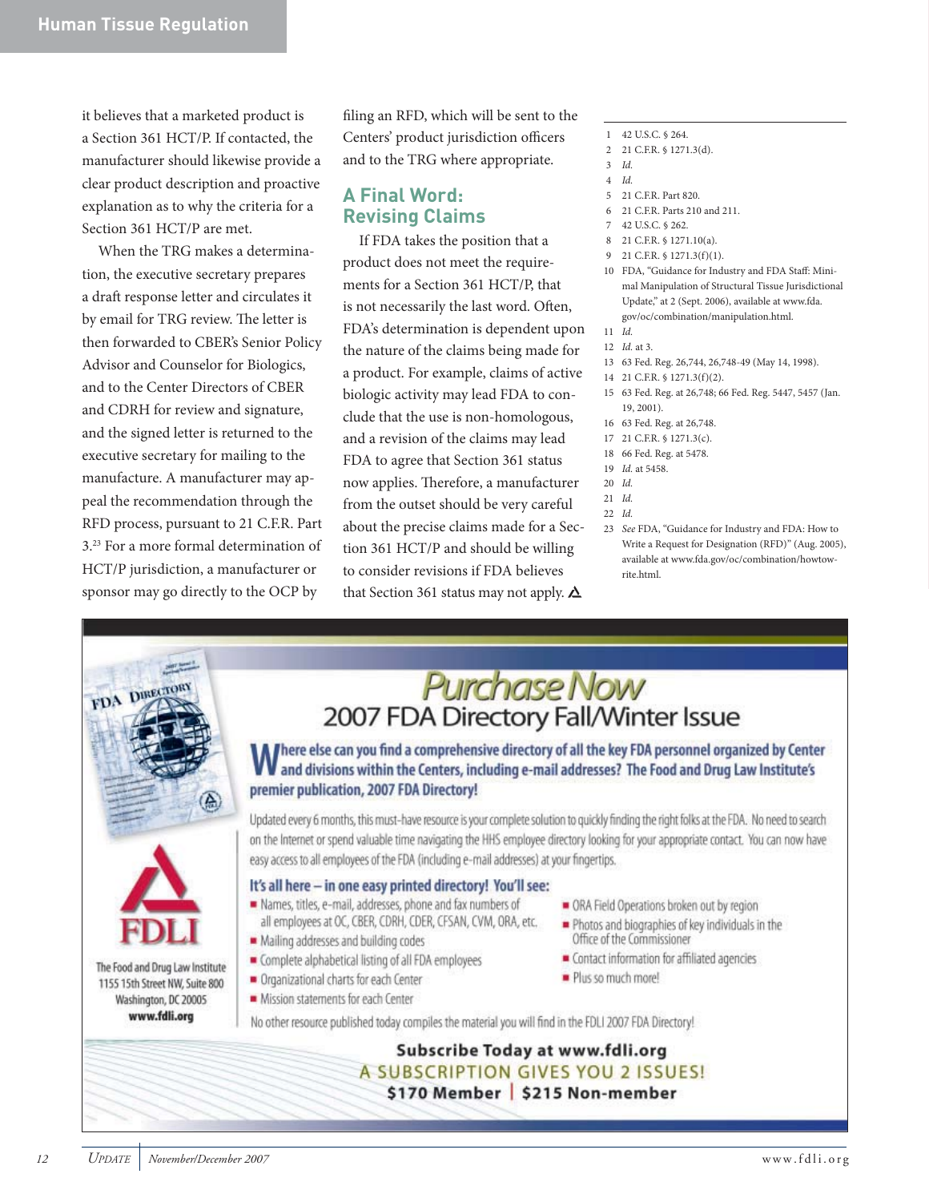it believes that a marketed product is a Section 361 HCT/P. If contacted, the manufacturer should likewise provide a clear product description and proactive explanation as to why the criteria for a Section 361 HCT/P are met.

When the TRG makes a determination, the executive secretary prepares a draft response letter and circulates it by email for TRG review. The letter is then forwarded to CBER's Senior Policy Advisor and Counselor for Biologics, and to the Center Directors of CBER and CDRH for review and signature, and the signed letter is returned to the executive secretary for mailing to the manufacture. A manufacturer may appeal the recommendation through the RFD process, pursuant to 21 C.F.R. Part 3.[23] For a more formal determination of HCT/P jurisdiction, a manufacturer or sponsor may go directly to the OCP by filing an RFD, which will be sent to the Centers' product jurisdiction officers and to the TRG where appropriate.

## A Final Word: Revising Claims

If FDA takes the position that a product does not meet the requirements for a Section 361 HCT/P, that is not necessarily the last word. Often, FDA's determination is dependent upon the nature of the claims being made for a product. For example, claims of active biologic activity may lead FDA to conclude that the use is non-homologous, and a revision of the claims may lead FDA to agree that Section 361 status now applies. Therefore, a manufacturer from the outset should be very careful about the precise claims made for a Section 361 HCT/P and should be willing to consider revisions if FDA believes that Section 361 status may not apply.

---

1. 42 U.S.C. § 264.
2. 21 C.F.R. § 1271.3(d).
3. *Id.*
4. *Id.*
5. 21 C.F.R. Part 820.
6. 21 C.F.R. Parts 210 and 211.
7. 42 U.S.C. § 262.
8. 21 C.F.R. § 1271.10(a).
9. 21 C.F.R. § 1271.3(f)(1).
10. FDA, "Guidance for Industry and FDA Staff: Minimal Manipulation of Structural Tissue Jurisdictional Update," at 2 (Sept. 2006), available at www.fda.gov/oc/combination/manipulation.html.
11. *Id.*
12. *Id.* at 3.
13. 63 Fed. Reg. 26,744, 26,748-49 (May 14, 1998).
14. 21 C.F.R. § 1271.3(f)(2).
15. 63 Fed. Reg. at 26,748; 66 Fed. Reg. 5447, 5457 (Jan. 19, 2001).
16. 63 Fed. Reg. at 26,748.
17. 21 C.F.R. § 1271.3(c).
18. 66 Fed. Reg. at 5478.
19. *Id.* at 5458.
20. *Id.*
21. *Id.*
22. *Id.*
23. *See* FDA, "Guidance for Industry and FDA: How to Write a Request for Designation (RFD)" (Aug. 2005), available at www.fda.gov/oc/combination/howtowrite.html.

---

# Purchase Now

## 2007 FDA Directory Fall/Winter Issue

**Where else can you find a comprehensive directory of all the key FDA personnel organized by Center and divisions within the Centers, including e-mail addresses? The Food and Drug Law Institute's premier publication, 2007 FDA Directory!**

Updated every 6 months, this must-have resource is your complete solution to quickly finding the right folks at the FDA. No need to search on the Internet or spend valuable time navigating the HHS employee directory looking for your appropriate contact. You can now have easy access to all employees of the FDA (including e-mail addresses) at your fingertips.

**It's all here – in one easy printed directory! You'll see:**

- Names, titles, e-mail, addresses, phone and fax numbers of all employees at OC, CBER, CDRH, CDER, CFSAN, CVM, ORA, etc.
- Mailing addresses and building codes
- Complete alphabetical listing of all FDA employees
- Organizational charts for each Center
- Mission statements for each Center
- ORA Field Operations broken out by region
- Photos and biographies of key individuals in the Office of the Commissioner
- Contact information for affiliated agencies
- Plus so much more!

No other resource published today compiles the material you will find in the FDLI 2007 FDA Directory!

**Subscribe Today at www.fdli.org**

**A SUBSCRIPTION GIVES YOU 2 ISSUES!**

**$170 Member | $215 Non-member**

The Food and Drug Law Institute
1155 15th Street NW, Suite 800
Washington, DC 20005
**www.fdli.org**